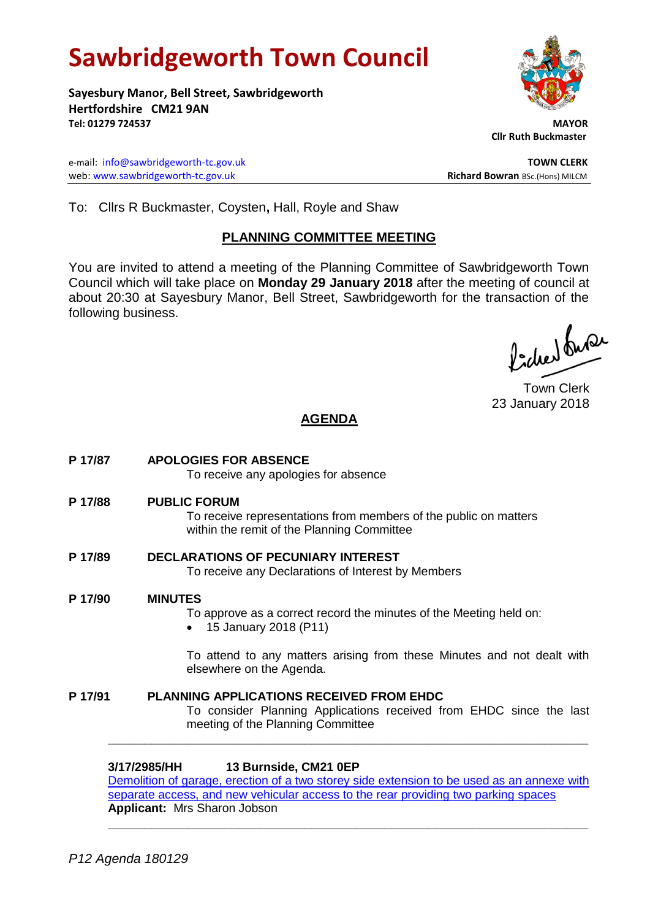# Sawbridgeworth Town Council

**Sayesbury Manor, Bell Street, Sawbridgeworth**
**Hertfordshire CM21 9AN**
**Tel: 01279 724537**

**MAYOR**
**Cllr Ruth Buckmaster**

e-mail: info@sawbridgeworth-tc.gov.uk
web: www.sawbridgeworth-tc.gov.uk

**TOWN CLERK**
**Richard Bowran** BSc.(Hons) MILCM

To: Cllrs R Buckmaster, Coysten**,** Hall, Royle and Shaw

## PLANNING COMMITTEE MEETING

You are invited to attend a meeting of the Planning Committee of Sawbridgeworth Town Council which will take place on **Monday 29 January 2018** after the meeting of council at about 20:30 at Sayesbury Manor, Bell Street, Sawbridgeworth for the transaction of the following business.

Town Clerk
23 January 2018

## AGENDA

**P 17/87 APOLOGIES FOR ABSENCE**
To receive any apologies for absence

**P 17/88 PUBLIC FORUM**
To receive representations from members of the public on matters within the remit of the Planning Committee

**P 17/89 DECLARATIONS OF PECUNIARY INTEREST**
To receive any Declarations of Interest by Members

**P 17/90 MINUTES**
To approve as a correct record the minutes of the Meeting held on:

- 15 January 2018 (P11)

To attend to any matters arising from these Minutes and not dealt with elsewhere on the Agenda.

**P 17/91 PLANNING APPLICATIONS RECEIVED FROM EHDC**
To consider Planning Applications received from EHDC since the last meeting of the Planning Committee

---

**3/17/2985/HH 13 Burnside, CM21 0EP**
Demolition of garage, erection of a two storey side extension to be used as an annexe with separate access, and new vehicular access to the rear providing two parking spaces
**Applicant:** Mrs Sharon Jobson

---

*P12 Agenda 180129*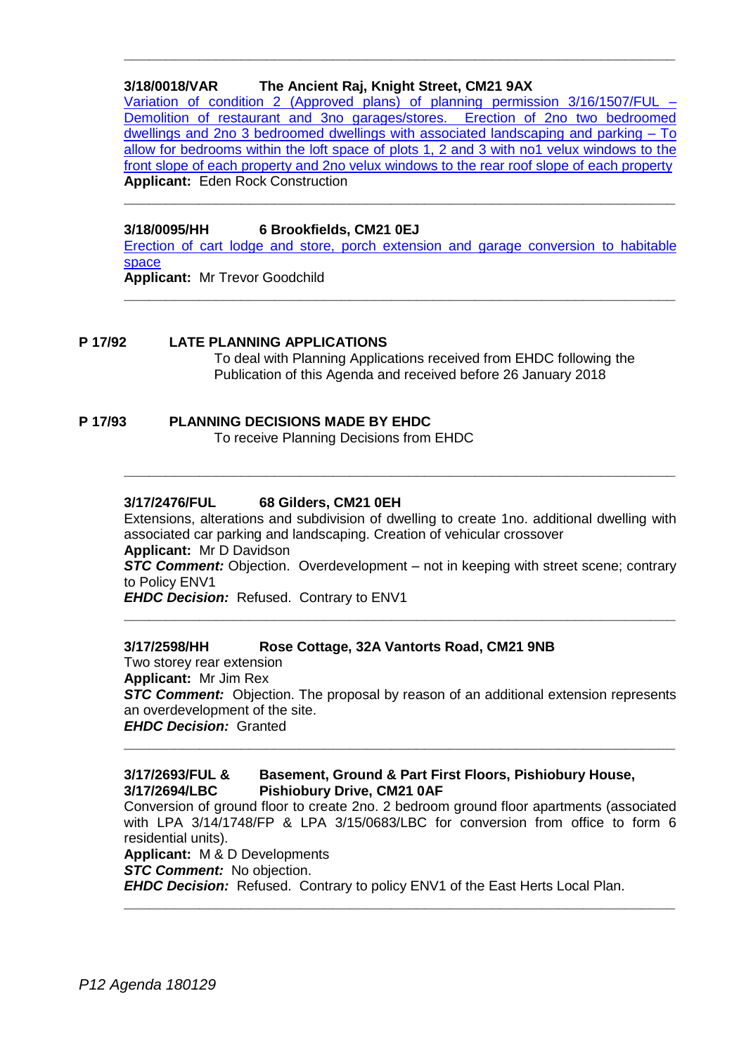---

**3/18/0018/VAR The Ancient Raj, Knight Street, CM21 9AX**

Variation of condition 2 (Approved plans) of planning permission 3/16/1507/FUL – Demolition of restaurant and 3no garages/stores. Erection of 2no two bedroomed dwellings and 2no 3 bedroomed dwellings with associated landscaping and parking – To allow for bedrooms within the loft space of plots 1, 2 and 3 with no1 velux windows to the front slope of each property and 2no velux windows to the rear roof slope of each property

**Applicant:** Eden Rock Construction

---

**3/18/0095/HH 6 Brookfields, CM21 0EJ**

Erection of cart lodge and store, porch extension and garage conversion to habitable space

**Applicant:** Mr Trevor Goodchild

---

**P 17/92 LATE PLANNING APPLICATIONS**

To deal with Planning Applications received from EHDC following the Publication of this Agenda and received before 26 January 2018

**P 17/93 PLANNING DECISIONS MADE BY EHDC**

To receive Planning Decisions from EHDC

---

**3/17/2476/FUL 68 Gilders, CM21 0EH**

Extensions, alterations and subdivision of dwelling to create 1no. additional dwelling with associated car parking and landscaping. Creation of vehicular crossover

**Applicant:** Mr D Davidson

***STC Comment:*** Objection. Overdevelopment – not in keeping with street scene; contrary to Policy ENV1

***EHDC Decision:*** Refused. Contrary to ENV1

---

**3/17/2598/HH Rose Cottage, 32A Vantorts Road, CM21 9NB**

Two storey rear extension

**Applicant:** Mr Jim Rex

***STC Comment:*** Objection. The proposal by reason of an additional extension represents an overdevelopment of the site.

***EHDC Decision:*** Granted

---

**3/17/2693/FUL & 3/17/2694/LBC Basement, Ground & Part First Floors, Pishiobury House, Pishiobury Drive, CM21 0AF**

Conversion of ground floor to create 2no. 2 bedroom ground floor apartments (associated with LPA 3/14/1748/FP & LPA 3/15/0683/LBC for conversion from office to form 6 residential units).

**Applicant:** M & D Developments

***STC Comment:*** No objection.

***EHDC Decision:*** Refused. Contrary to policy ENV1 of the East Herts Local Plan.

---

*P12 Agenda 180129*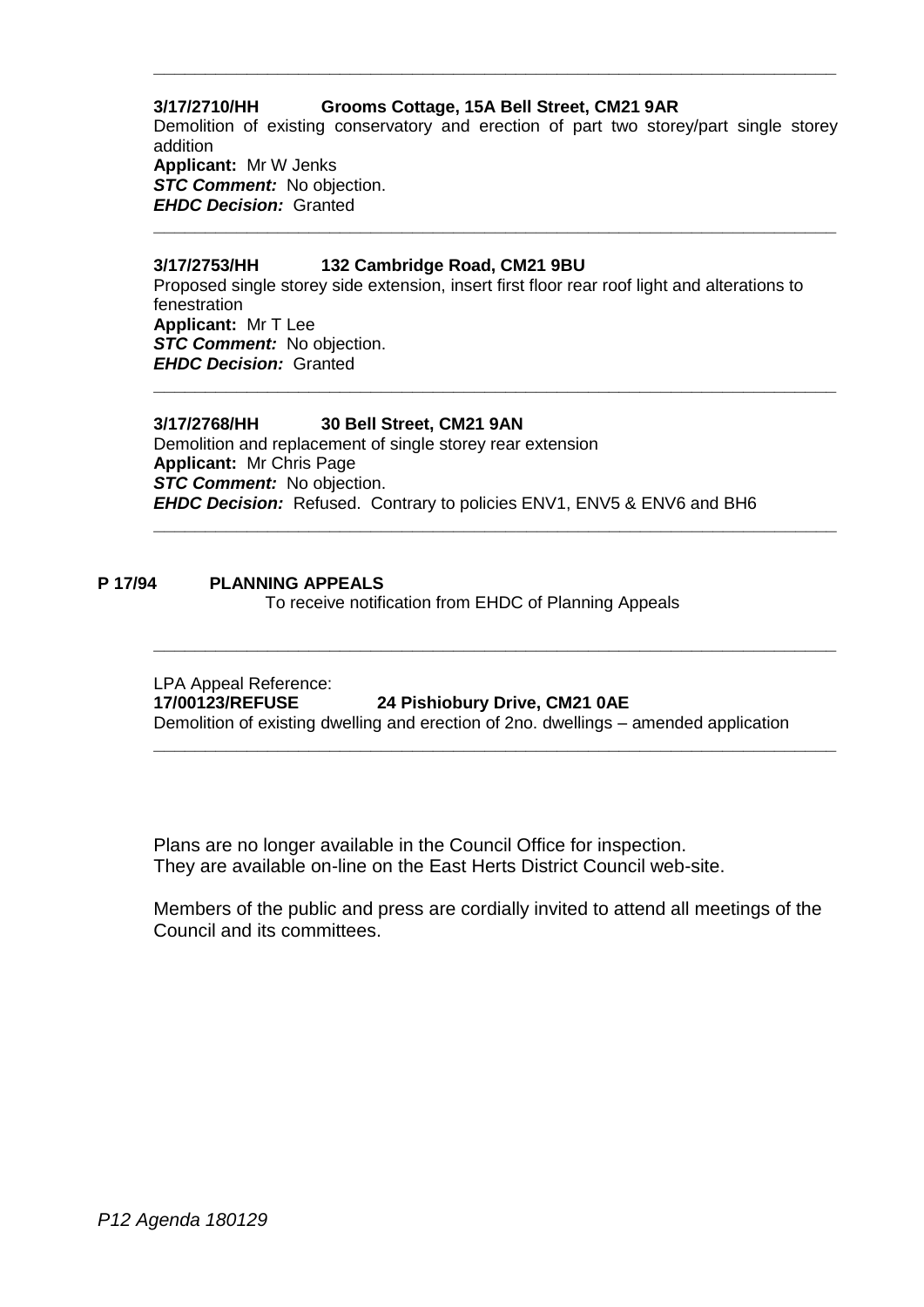---

**3/17/2710/HH Grooms Cottage, 15A Bell Street, CM21 9AR**
Demolition of existing conservatory and erection of part two storey/part single storey addition
**Applicant:** Mr W Jenks
***STC Comment:*** No objection.
***EHDC Decision:*** Granted

---

**3/17/2753/HH 132 Cambridge Road, CM21 9BU**
Proposed single storey side extension, insert first floor rear roof light and alterations to fenestration
**Applicant:** Mr T Lee
***STC Comment:*** No objection.
***EHDC Decision:*** Granted

---

**3/17/2768/HH 30 Bell Street, CM21 9AN**
Demolition and replacement of single storey rear extension
**Applicant:** Mr Chris Page
***STC Comment:*** No objection.
***EHDC Decision:*** Refused. Contrary to policies ENV1, ENV5 & ENV6 and BH6

---

**P 17/94 PLANNING APPEALS**
To receive notification from EHDC of Planning Appeals

---

LPA Appeal Reference:
**17/00123/REFUSE 24 Pishiobury Drive, CM21 0AE**
Demolition of existing dwelling and erection of 2no. dwellings – amended application

---

Plans are no longer available in the Council Office for inspection.
They are available on-line on the East Herts District Council web-site.

Members of the public and press are cordially invited to attend all meetings of the Council and its committees.

*P12 Agenda 180129*